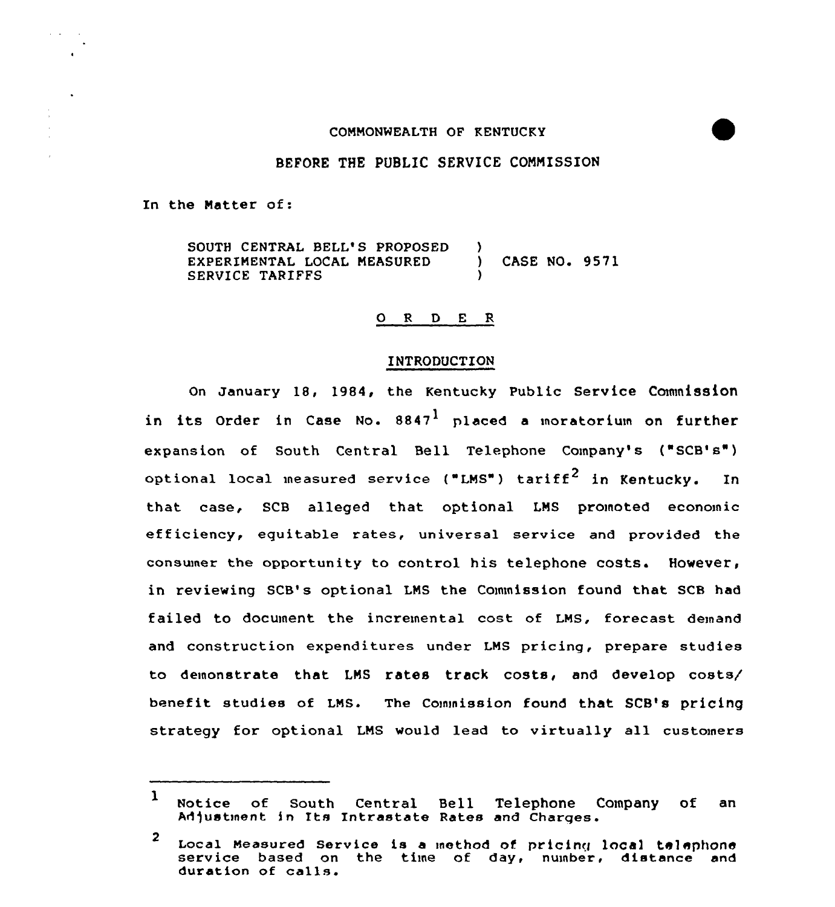COMMONWEALTH OF KENTUCKY

BEFORE THE PUBLIC SERVICE COMMISSION

In the Matter of:

| | | |
|---|---|---|
| SOUTH CENTRAL BELL'S PROPOSED EXPERIMENTAL LOCAL MEASURED SERVICE TARIFFS | ) ) ) | CASE NO. 9571 |

## O R D E R

### INTRODUCTION

On January 18, 1984, the Kentucky Public Service Commission in its Order in Case No. 8847[1] placed a moratorium on further expansion of South Central Bell Telephone Company's ("SCB's") optional local measured service ("LMS") tariff[2] in Kentucky. In that case, SCB alleged that optional LMS promoted economic efficiency, equitable rates, universal service and provided the consumer the opportunity to control his telephone costs. However, in reviewing SCB's optional LMS the Commission found that SCB had failed to document the incremental cost of LMS, forecast demand and construction expenditures under LMS pricing, prepare studies to demonstrate that LMS rates track costs, and develop costs/benefit studies of LMS. The Commission found that SCB's pricing strategy for optional LMS would lead to virtually all customers

---

[1] Notice of South Central Bell Telephone Company of an Adjustment in Its Intrastate Rates and Charges.

[2] Local Measured Service is a method of pricing local telephone service based on the time of day, number, distance and duration of calls.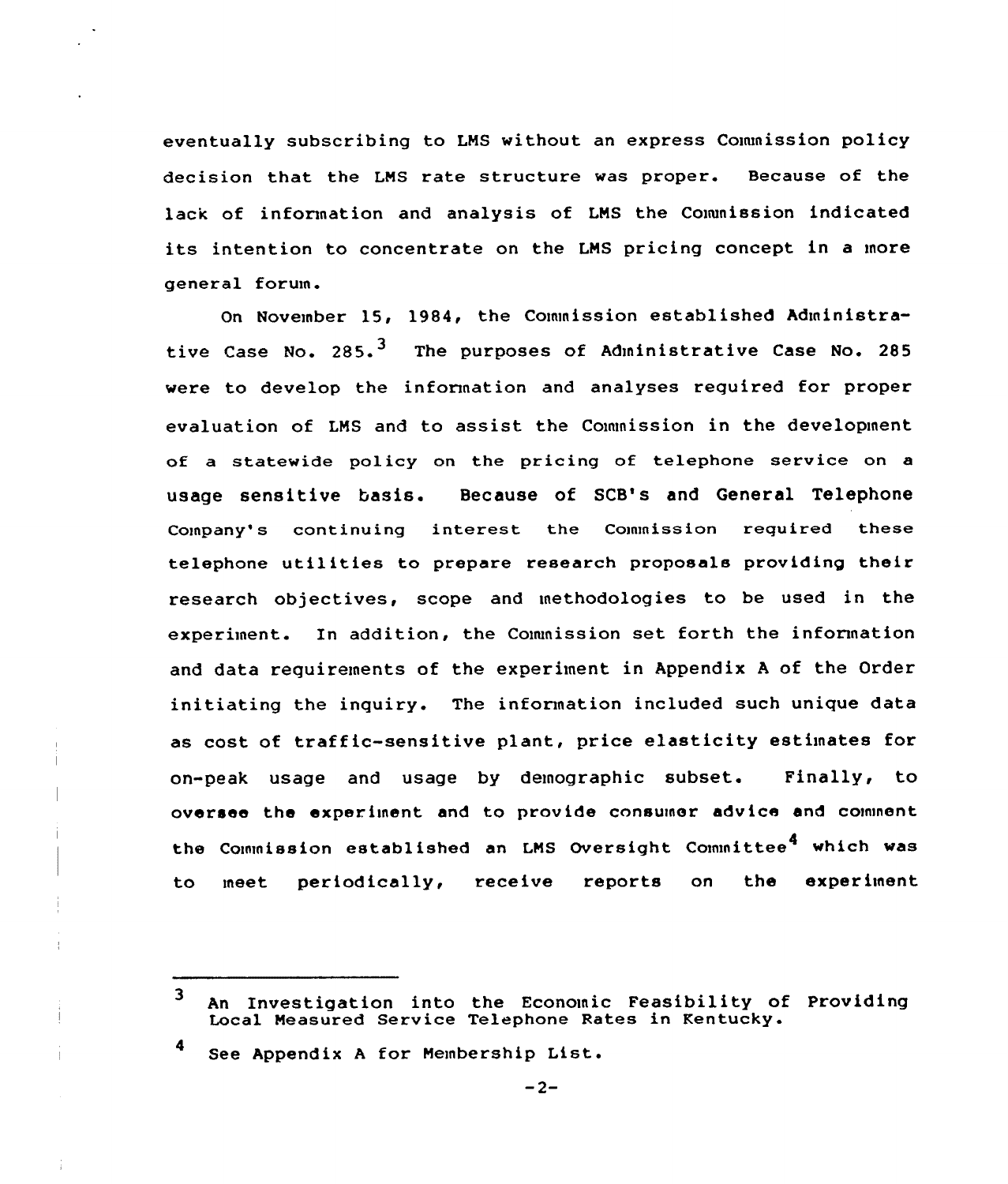eventually subscribing to LMS without an express Commission policy decision that the LMS rate structure was proper. Because of the lack of information and analysis of LMS the Commission indicated its intention to concentrate on the LMS pricing concept in a more general forum.

On November 15, 1984, the Commission established Administrative Case No. 285.[3] The purposes of Administrative Case No. 285 were to develop the information and analyses required for proper evaluation of LMS and to assist the Commission in the development of a statewide policy on the pricing of telephone service on a usage sensitive basis. Because of SCB's and General Telephone Company's continuing interest the Commission required these telephone utilities to prepare research proposals providing their research objectives, scope and methodologies to be used in the experiment. In addition, the Commission set forth the information and data requirements of the experiment in Appendix A of the Order initiating the inquiry. The information included such unique data as cost of traffic-sensitive plant, price elasticity estimates for on-peak usage and usage by demographic subset. Finally, to oversee the experiment and to provide consumer advice and comment the Commission established an LMS Oversight Committee[4] which was to meet periodically, receive reports on the experiment

---

[3] An Investigation into the Economic Feasibility of Providing Local Measured Service Telephone Rates in Kentucky.

[4] See Appendix A for Membership List.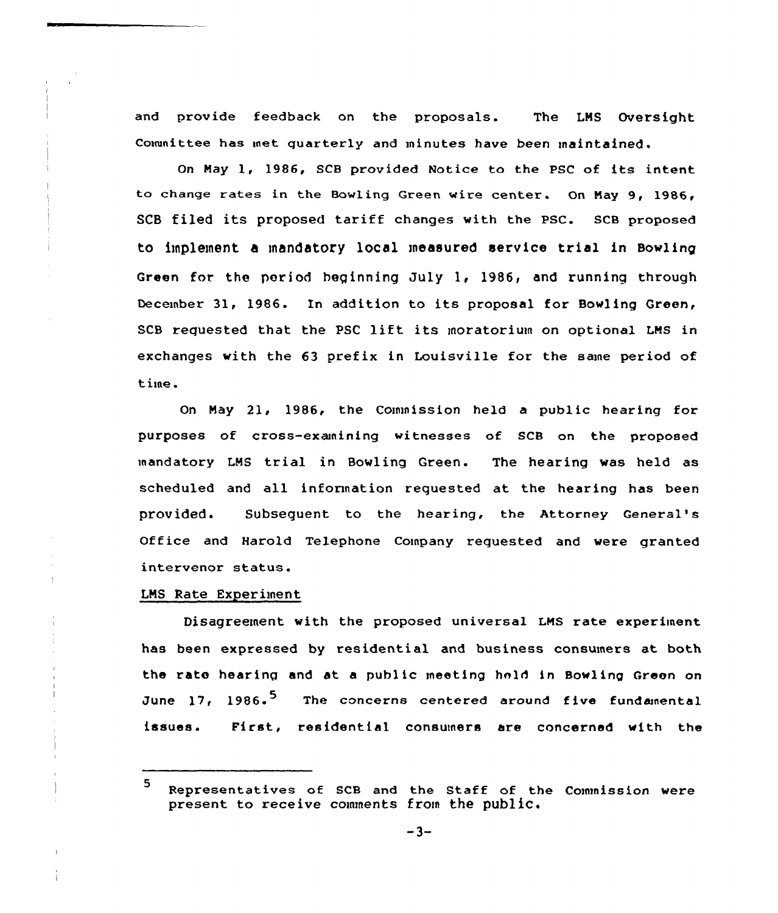and provide feedback on the proposals. The LMS Oversight Committee has met quarterly and minutes have been maintained.

On May 1, 1986, SCB provided Notice to the PSC of its intent to change rates in the Bowling Green wire center. On May 9, 1986, SCB filed its proposed tariff changes with the PSC. SCB proposed to implement a mandatory local measured service trial in Bowling Green for the period beginning July 1, 1986, and running through December 31, 1986. In addition to its proposal for Bowling Green, SCB requested that the PSC lift its moratorium on optional LMS in exchanges with the 63 prefix in Louisville for the same period of time.

On May 21, 1986, the Commission held a public hearing for purposes of cross-examining witnesses of SCB on the proposed mandatory LMS trial in Bowling Green. The hearing was held as scheduled and all information requested at the hearing has been provided. Subsequent to the hearing, the Attorney General's Office and Harold Telephone Company requested and were granted intervenor status.

LMS Rate Experiment

Disagreement with the proposed universal LMS rate experiment has been expressed by residential and business consumers at both the rate hearing and at a public meeting held in Bowling Green on June 17, 1986.[5] The concerns centered around five fundamental issues. First, residential consumers are concerned with the

[5] Representatives of SCB and the Staff of the Commission were present to receive comments from the public.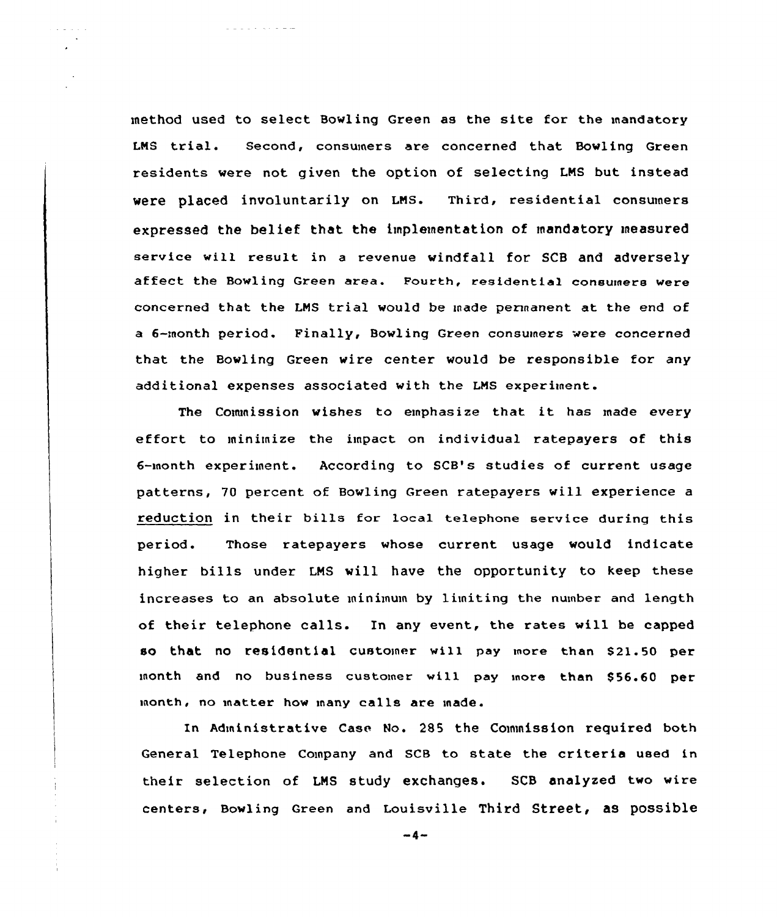method used to select Bowling Green as the site for the mandatory LMS trial. Second, consumers are concerned that Bowling Green residents were not given the option of selecting LMS but instead were placed involuntarily on LMS. Third, residential consumers expressed the belief that the implementation of mandatory measured service will result in a revenue windfall for SCB and adversely affect the Bowling Green area. Fourth, residential consumers were concerned that the LMS trial would be made permanent at the end of a 6-month period. Finally, Bowling Green consumers were concerned that the Bowling Green wire center would be responsible for any additional expenses associated with the LMS experiment.

The Commission wishes to emphasize that it has made every effort to minimize the impact on individual ratepayers of this 6-month experiment. According to SCB's studies of current usage patterns, 70 percent of Bowling Green ratepayers will experience a reduction in their bills for local telephone service during this period. Those ratepayers whose current usage would indicate higher bills under LMS will have the opportunity to keep these increases to an absolute minimum by limiting the number and length of their telephone calls. In any event, the rates will be capped so that no residential customer will pay more than $21.50 per month and no business customer will pay more than $56.60 per month, no matter how many calls are made.

In Administrative Case No. 285 the Commission required both General Telephone Company and SCB to state the criteria used in their selection of LMS study exchanges. SCB analyzed two wire centers, Bowling Green and Louisville Third Street, as possible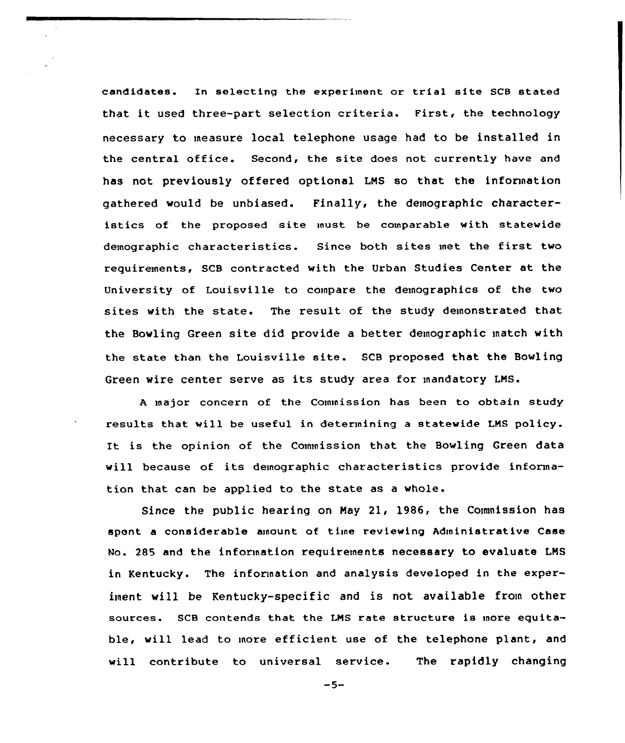candidates. In selecting the experiment or trial site SCB stated that it used three-part selection criteria. First, the technology necessary to measure local telephone usage had to be installed in the central office. Second, the site does not currently have and has not previously offered optional LMS so that the information gathered would be unbiased. Finally, the demographic characteristics of the proposed site must be comparable with statewide demographic characteristics. Since both sites met the first two requirements, SCB contracted with the Urban Studies Center at the University of Louisville to compare the demographics of the two sites with the state. The result of the study demonstrated that the Bowling Green site did provide a better demographic match with the state than the Louisville site. SCB proposed that the Bowling Green wire center serve as its study area for mandatory LMS.

A major concern of the Commission has been to obtain study results that will be useful in determining a statewide LMS policy. It is the opinion of the Commission that the Bowling Green data will because of its demographic characteristics provide information that can be applied to the state as a whole.

Since the public hearing on May 21, 1986, the Commission has spent a considerable amount of time reviewing Administrative Case No. 285 and the information requirements necessary to evaluate LMS in Kentucky. The information and analysis developed in the experiment will be Kentucky-specific and is not available from other sources. SCB contends that the LMS rate structure is more equitable, will lead to more efficient use of the telephone plant, and will contribute to universal service. The rapidly changing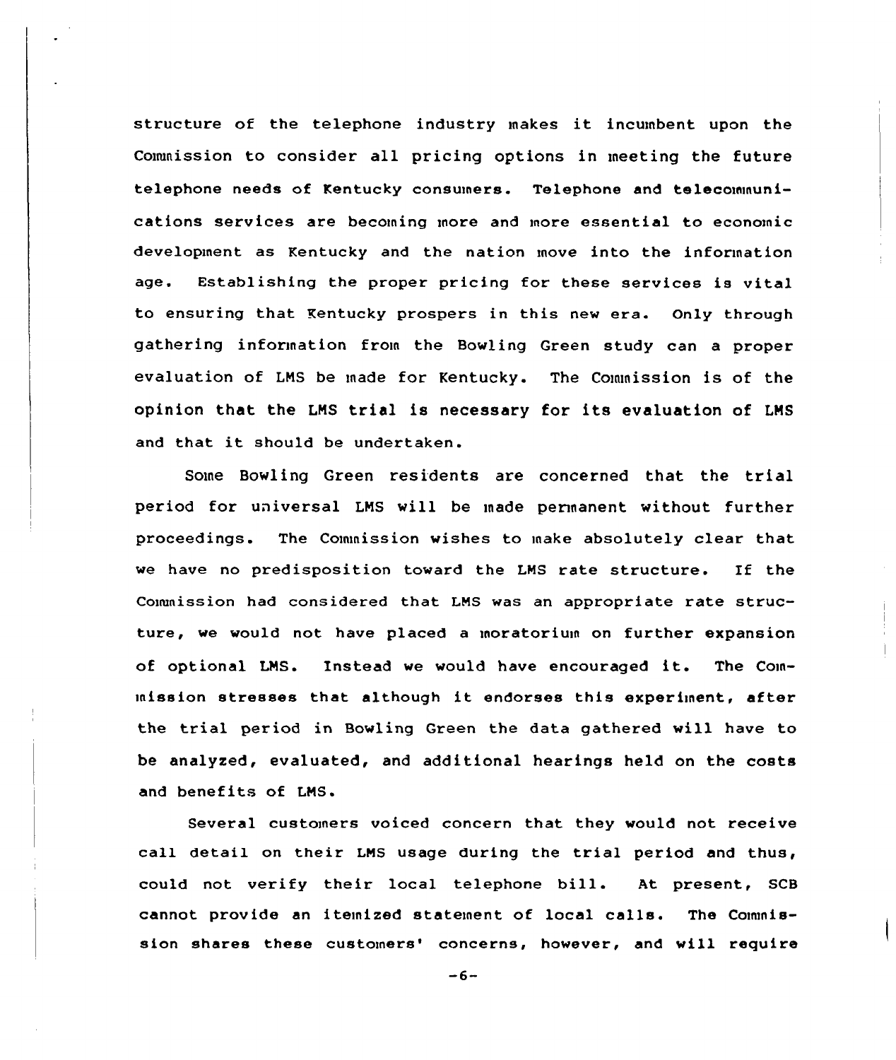structure of the telephone industry makes it incumbent upon the Commission to consider all pricing options in meeting the future telephone needs of Kentucky consumers. Telephone and telecommunications services are becoming more and more essential to economic development as Kentucky and the nation move into the information age. Establishing the proper pricing for these services is vital to ensuring that Kentucky prospers in this new era. Only through gathering information from the Bowling Green study can a proper evaluation of LMS be made for Kentucky. The Commission is of the opinion that the LMS trial is necessary for its evaluation of LMS and that it should be undertaken.

Some Bowling Green residents are concerned that the trial period for universal LMS will be made permanent without further proceedings. The Commission wishes to make absolutely clear that we have no predisposition toward the LMS rate structure. If the Commission had considered that LMS was an appropriate rate structure, we would not have placed a moratorium on further expansion of optional LMS. Instead we would have encouraged it. The Commission stresses that although it endorses this experiment, after the trial period in Bowling Green the data gathered will have to be analyzed, evaluated, and additional hearings held on the costs and benefits of LMS.

Several customers voiced concern that they would not receive call detail on their LMS usage during the trial period and thus, could not verify their local telephone bill. At present, SCB cannot provide an itemized statement of local calls. The Commission shares these customers' concerns, however, and will require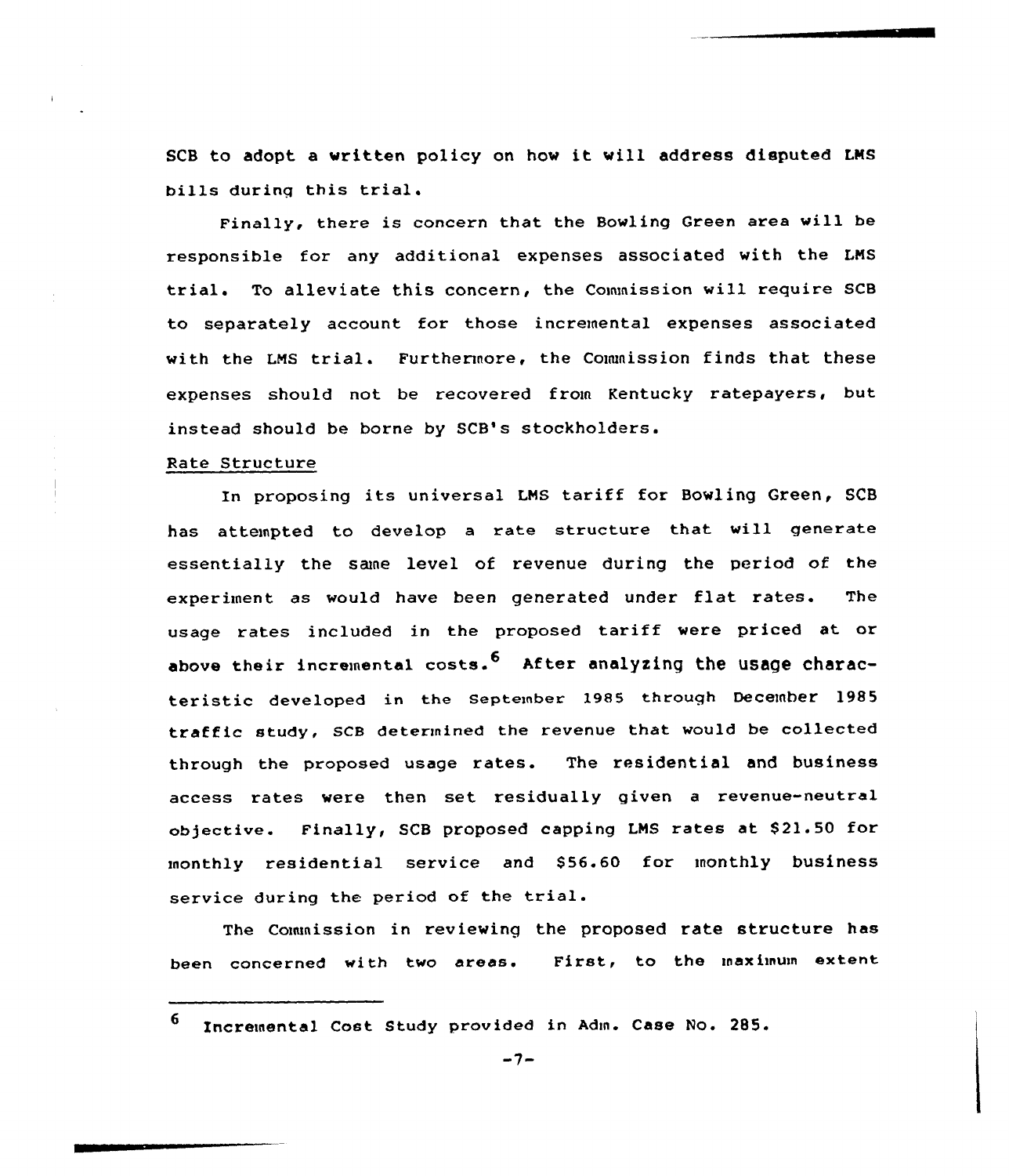SCB to adopt a written policy on how it will address disputed LMS bills during this trial.

Finally, there is concern that the Bowling Green area will be responsible for any additional expenses associated with the LMS trial. To alleviate this concern, the Commission will require SCB to separately account for those incremental expenses associated with the LMS trial. Furthermore, the Commission finds that these expenses should not be recovered from Kentucky ratepayers, but instead should be borne by SCB's stockholders.

Rate Structure

In proposing its universal LMS tariff for Bowling Green, SCB has attempted to develop a rate structure that will generate essentially the same level of revenue during the period of the experiment as would have been generated under flat rates. The usage rates included in the proposed tariff were priced at or above their incremental costs.[6] After analyzing the usage characteristic developed in the September 1985 through December 1985 traffic study, SCB determined the revenue that would be collected through the proposed usage rates. The residential and business access rates were then set residually given a revenue-neutral objective. Finally, SCB proposed capping LMS rates at $21.50 for monthly residential service and $56.60 for monthly business service during the period of the trial.

The Commission in reviewing the proposed rate structure has been concerned with two areas. First, to the maximum extent

---

[6] Incremental Cost Study provided in Adm. Case No. 285.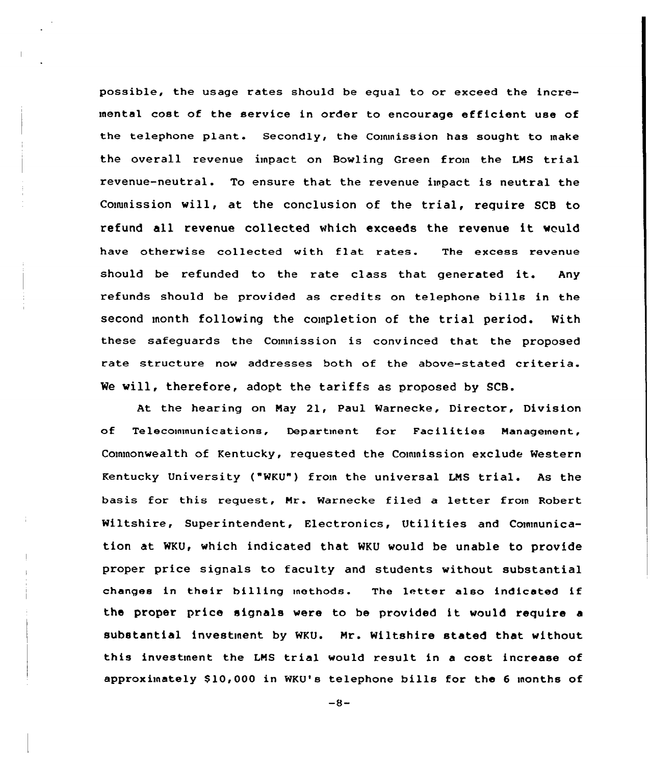possible, the usage rates should be equal to or exceed the incremental cost of the service in order to encourage efficient use of the telephone plant. Secondly, the Commission has sought to make the overall revenue impact on Bowling Green from the LMS trial revenue-neutral. To ensure that the revenue impact is neutral the Commission will, at the conclusion of the trial, require SCB to refund all revenue collected which exceeds the revenue it would have otherwise collected with flat rates. The excess revenue should be refunded to the rate class that generated it. Any refunds should be provided as credits on telephone bills in the second month following the completion of the trial period. With these safeguards the Commission is convinced that the proposed rate structure now addresses both of the above-stated criteria. We will, therefore, adopt the tariffs as proposed by SCB.

At the hearing on May 21, Paul Warnecke, Director, Division of Telecommunications, Department for Facilities Management, Commonwealth of Kentucky, requested the Commission exclude Western Kentucky University ("WKU") from the universal LMS trial. As the basis for this request, Mr. Warnecke filed a letter from Robert Wiltshire, Superintendent, Electronics, Utilities and Communication at WKU, which indicated that WKU would be unable to provide proper price signals to faculty and students without substantial changes in their billing methods. The letter also indicated if the proper price signals were to be provided it would require a substantial investment by WKU. Mr. Wiltshire stated that without this investment the LMS trial would result in a cost increase of approximately $10,000 in WKU's telephone bills for the 6 months of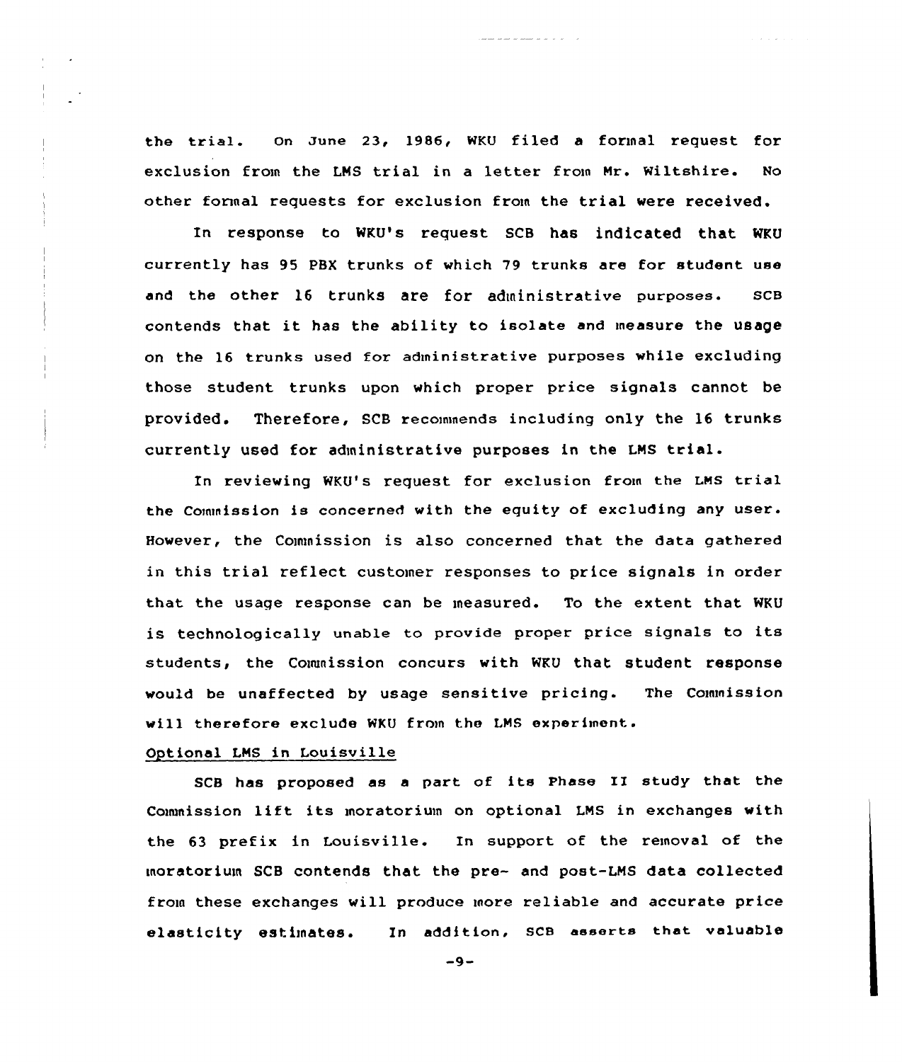the trial. On June 23, 1986, WKU filed a formal request for exclusion from the LMS trial in a letter from Mr. Wiltshire. No other formal requests for exclusion from the trial were received.

In response to WKU's request SCB has indicated that WKU currently has 95 PBX trunks of which 79 trunks are for student use and the other 16 trunks are for administrative purposes. SCB contends that it has the ability to isolate and measure the usage on the 16 trunks used for administrative purposes while excluding those student trunks upon which proper price signals cannot be provided. Therefore, SCB recommends including only the 16 trunks currently used for administrative purposes in the LMS trial.

In reviewing WKU's request for exclusion from the LMS trial the Commission is concerned with the equity of excluding any user. However, the Commission is also concerned that the data gathered in this trial reflect customer responses to price signals in order that the usage response can be measured. To the extent that WKU is technologically unable to provide proper price signals to its students, the Commission concurs with WKU that student response would be unaffected by usage sensitive pricing. The Commission will therefore exclude WKU from the LMS experiment.

Optional LMS in Louisville

SCB has proposed as a part of its Phase II study that the Commission lift its moratorium on optional LMS in exchanges with the 63 prefix in Louisville. In support of the removal of the moratorium SCB contends that the pre- and post-LMS data collected from these exchanges will produce more reliable and accurate price elasticity estimates. In addition, SCB asserts that valuable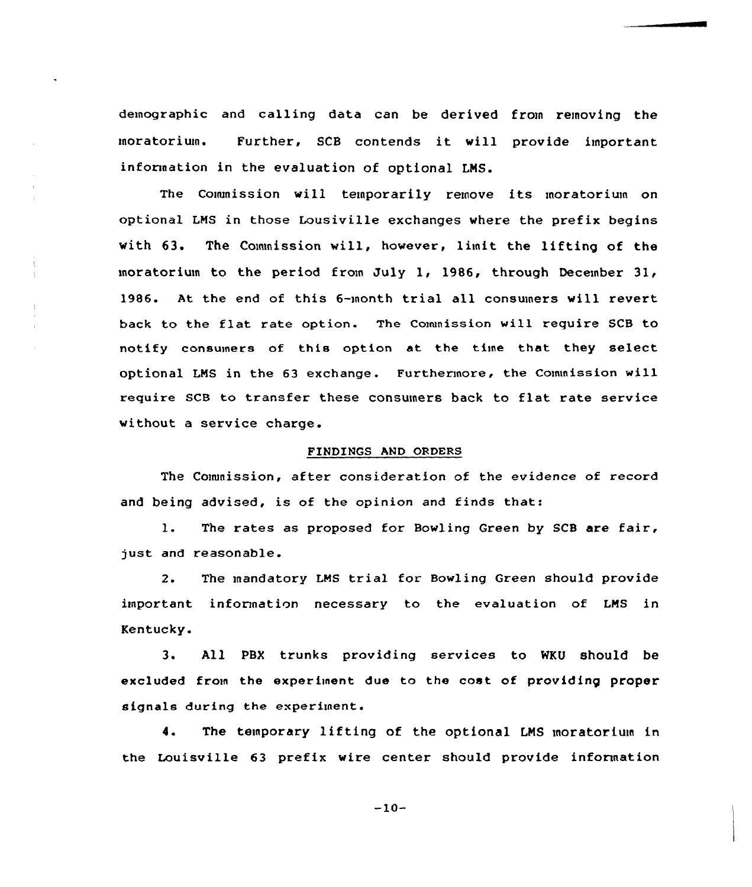demographic and calling data can be derived from removing the moratorium. Further, SCB contends it will provide important information in the evaluation of optional LMS.

The Commission will temporarily remove its moratorium on optional LMS in those Lousiville exchanges where the prefix begins with 63. The Commission will, however, limit the lifting of the moratorium to the period from July 1, 1986, through December 31, 1986. At the end of this 6-month trial all consumers will revert back to the flat rate option. The Commission will require SCB to notify consumers of this option at the time that they select optional LMS in the 63 exchange. Furthermore, the Commission will require SCB to transfer these consumers back to flat rate service without a service charge.

## FINDINGS AND ORDERS

The Commission, after consideration of the evidence of record and being advised, is of the opinion and finds that:

1. The rates as proposed for Bowling Green by SCB are fair, just and reasonable.

2. The mandatory LMS trial for Bowling Green should provide important information necessary to the evaluation of LMS in Kentucky.

3. All PBX trunks providing services to WKU should be excluded from the experiment due to the cost of providing proper signals during the experiment.

4. The temporary lifting of the optional LMS moratorium in the Louisville 63 prefix wire center should provide information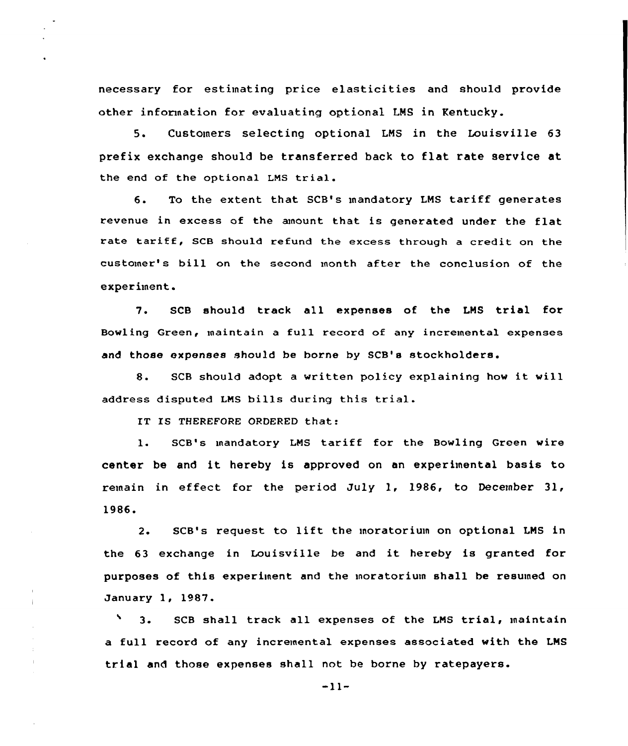necessary for estimating price elasticities and should provide other information for evaluating optional LMS in Kentucky.

5. Customers selecting optional LMS in the Louisville 63 prefix exchange should be transferred back to flat rate service at the end of the optional LMS trial.

6. To the extent that SCB's mandatory LMS tariff generates revenue in excess of the amount that is generated under the flat rate tariff, SCB should refund the excess through a credit on the customer's bill on the second month after the conclusion of the experiment.

7. SCB should track all expenses of the LMS trial for Bowling Green, maintain a full record of any incremental expenses and those expenses should be borne by SCB's stockholders.

8. SCB should adopt a written policy explaining how it will address disputed LMS bills during this trial.

IT IS THEREFORE ORDERED that:

1. SCB's mandatory LMS tariff for the Bowling Green wire center be and it hereby is approved on an experimental basis to remain in effect for the period July 1, 1986, to December 31, 1986.

2. SCB's request to lift the moratorium on optional LMS in the 63 exchange in Louisville be and it hereby is granted for purposes of this experiment and the moratorium shall be resumed on January 1, 1987.

3. SCB shall track all expenses of the LMS trial, maintain a full record of any incremental expenses associated with the LMS trial and those expenses shall not be borne by ratepayers.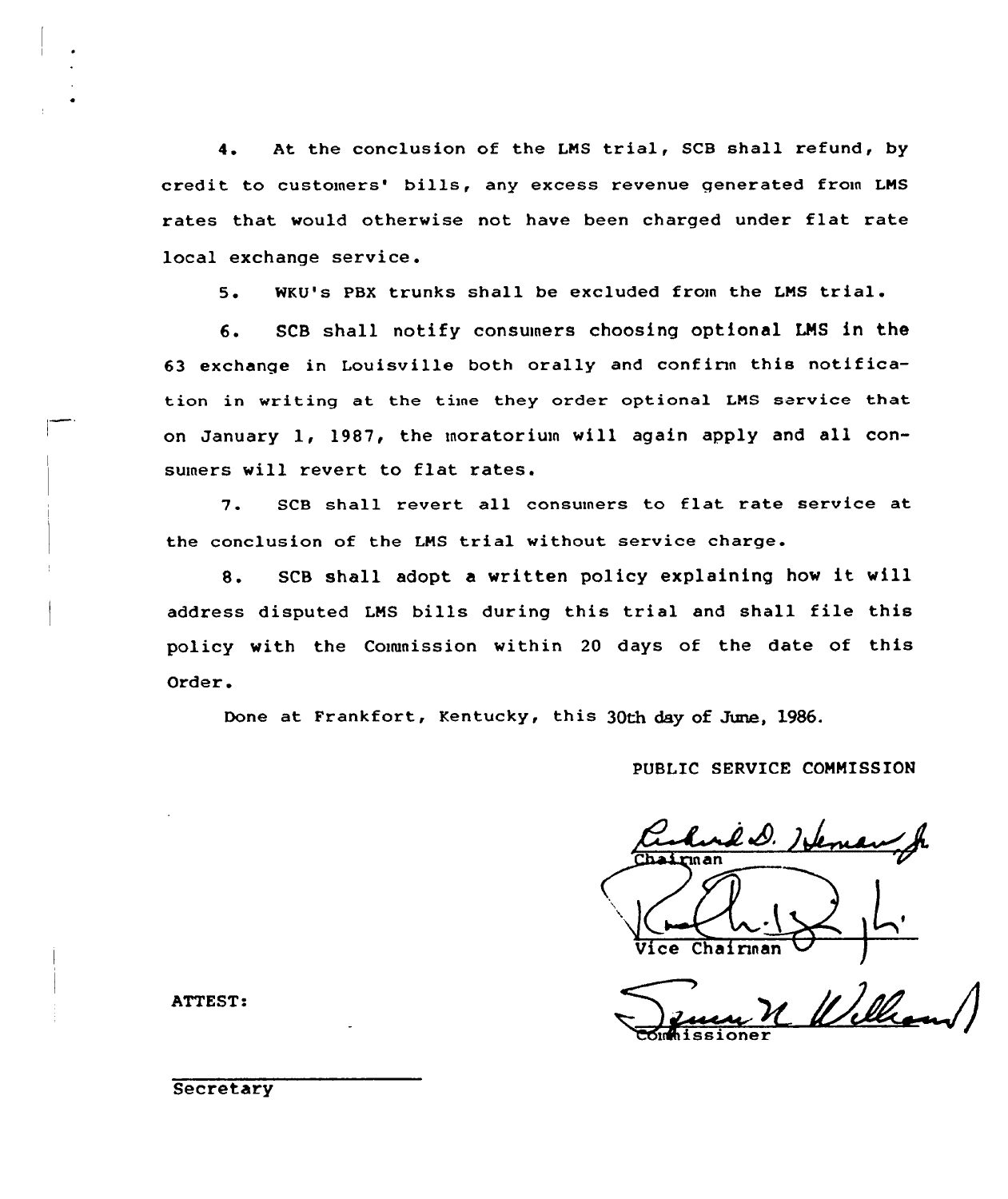4. At the conclusion of the LMS trial, SCB shall refund, by credit to customers' bills, any excess revenue generated from LMS rates that would otherwise not have been charged under flat rate local exchange service.

5. WKU's PBX trunks shall be excluded from the LMS trial.

6. SCB shall notify consumers choosing optional LMS in the 63 exchange in Louisville both orally and confirm this notification in writing at the time they order optional LMS service that on January 1, 1987, the moratorium will again apply and all consumers will revert to flat rates.

7. SCB shall revert all consumers to flat rate service at the conclusion of the LMS trial without service charge.

8. SCB shall adopt a written policy explaining how it will address disputed LMS bills during this trial and shall file this policy with the Commission within 20 days of the date of this Order.

Done at Frankfort, Kentucky, this 30th day of June, 1986.

PUBLIC SERVICE COMMISSION

Richard D. Heman, Jr.
Chairman

Vice Chairman

Commissioner

ATTEST:

Secretary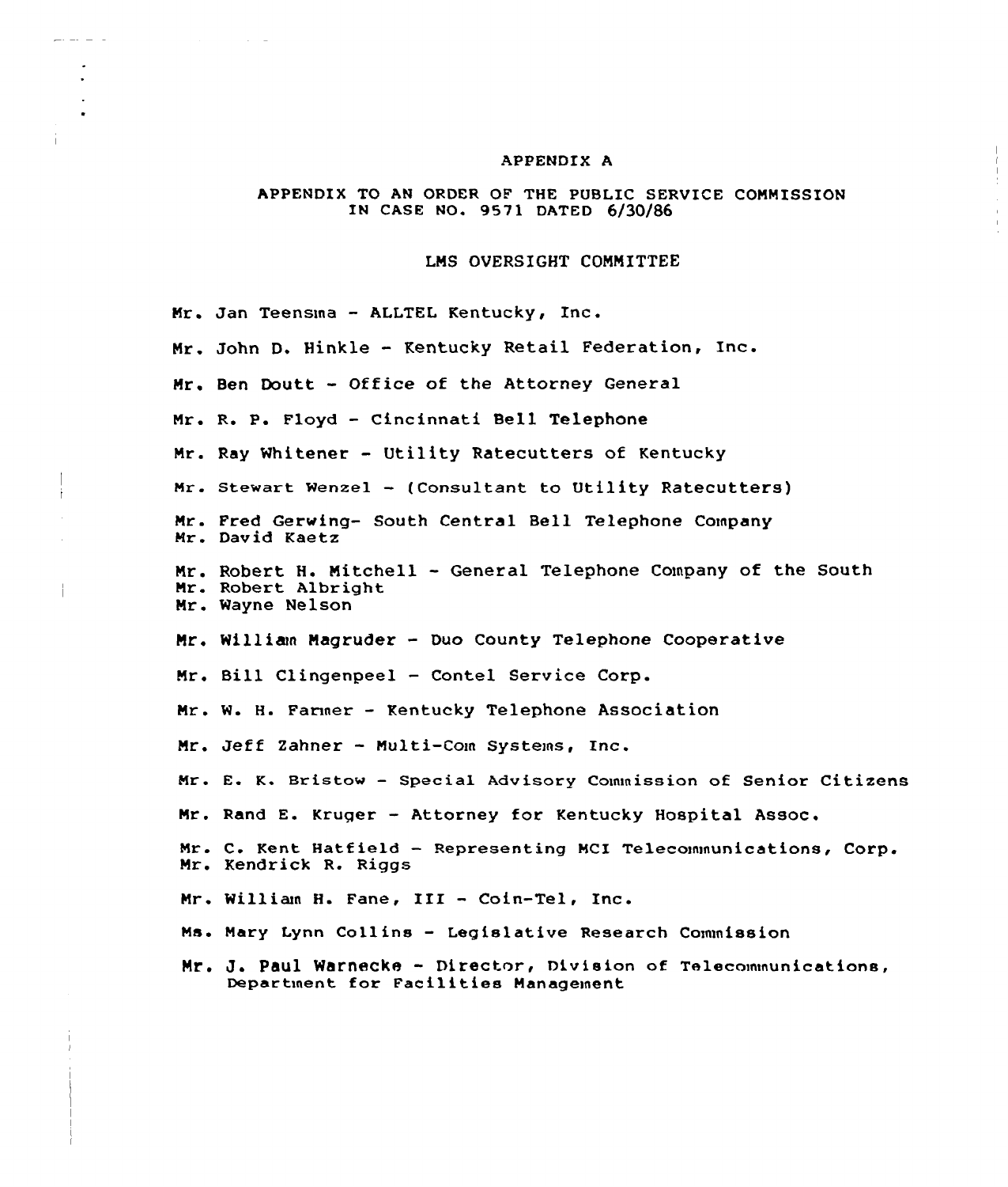# APPENDIX A

APPENDIX TO AN ORDER OF THE PUBLIC SERVICE COMMISSION IN CASE NO. 9571 DATED 6/30/86

## LMS OVERSIGHT COMMITTEE

Mr. Jan Teensma - ALLTEL Kentucky, Inc.

Mr. John D. Hinkle - Kentucky Retail Federation, Inc.

Mr. Ben Doutt - Office of the Attorney General

Mr. R. P. Floyd - Cincinnati Bell Telephone

Mr. Ray Whitener - Utility Ratecutters of Kentucky

Mr. Stewart Wenzel - (Consultant to Utility Ratecutters)

Mr. Fred Gerwing- South Central Bell Telephone Company
Mr. David Kaetz

Mr. Robert H. Mitchell - General Telephone Company of the South
Mr. Robert Albright
Mr. Wayne Nelson

Mr. William Magruder - Duo County Telephone Cooperative

Mr. Bill Clingenpeel - Contel Service Corp.

Mr. W. H. Farmer - Kentucky Telephone Association

Mr. Jeff Zahner - Multi-Com Systems, Inc.

Mr. E. K. Bristow - Special Advisory Commission of Senior Citizens

Mr. Rand E. Kruger - Attorney for Kentucky Hospital Assoc.

Mr. C. Kent Hatfield - Representing MCI Telecommunications, Corp.
Mr. Kendrick R. Riggs

Mr. William H. Fane, III - Coin-Tel, Inc.

Ms. Mary Lynn Collins - Legislative Research Commission

Mr. J. Paul Warnecke - Director, Division of Telecommunications, Department for Facilities Management